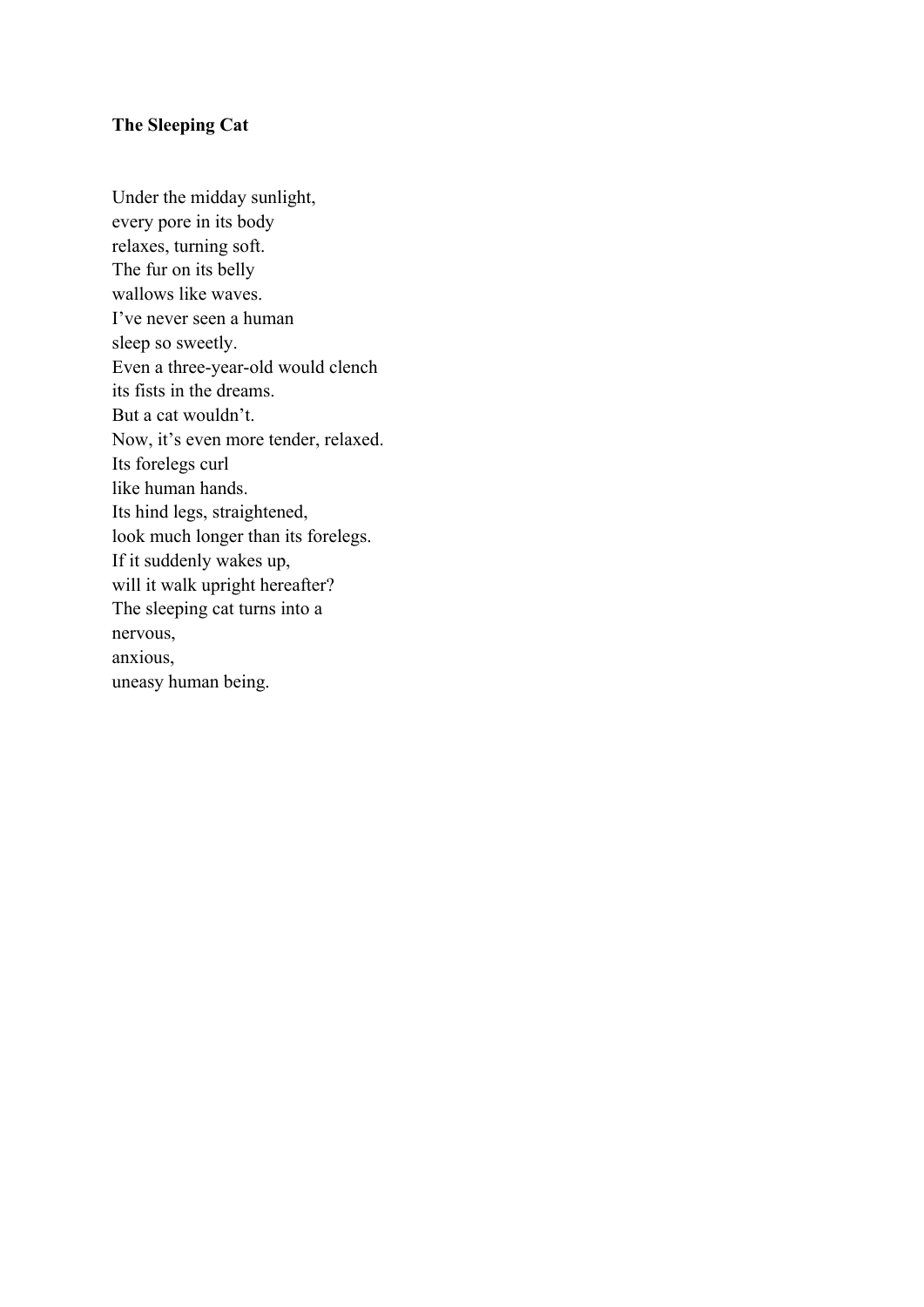**The Sleeping Cat**

Under the midday sunlight,  
every pore in its body  
relaxes, turning soft.  
The fur on its belly  
wallows like waves.  
I've never seen a human  
sleep so sweetly.  
Even a three-year-old would clench  
its fists in the dreams.  
But a cat wouldn't.  
Now, it's even more tender, relaxed.  
Its forelegs curl  
like human hands.  
Its hind legs, straightened,  
look much longer than its forelegs.  
If it suddenly wakes up,  
will it walk upright hereafter?  
The sleeping cat turns into a  
nervous,  
anxious,  
uneasy human being.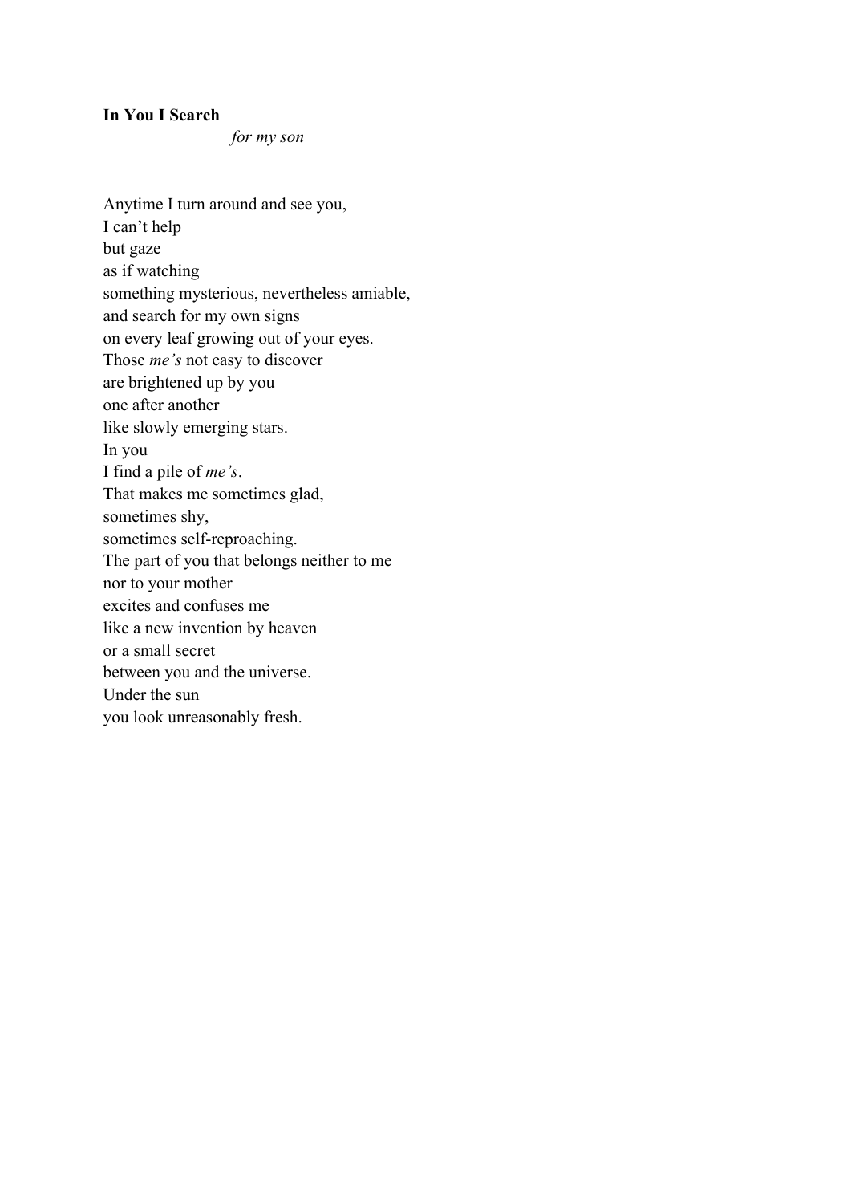**In You I Search**

*for my son*

Anytime I turn around and see you,
I can't help
but gaze
as if watching
something mysterious, nevertheless amiable,
and search for my own signs
on every leaf growing out of your eyes.
Those *me's* not easy to discover
are brightened up by you
one after another
like slowly emerging stars.
In you
I find a pile of *me's*.
That makes me sometimes glad,
sometimes shy,
sometimes self-reproaching.
The part of you that belongs neither to me
nor to your mother
excites and confuses me
like a new invention by heaven
or a small secret
between you and the universe.
Under the sun
you look unreasonably fresh.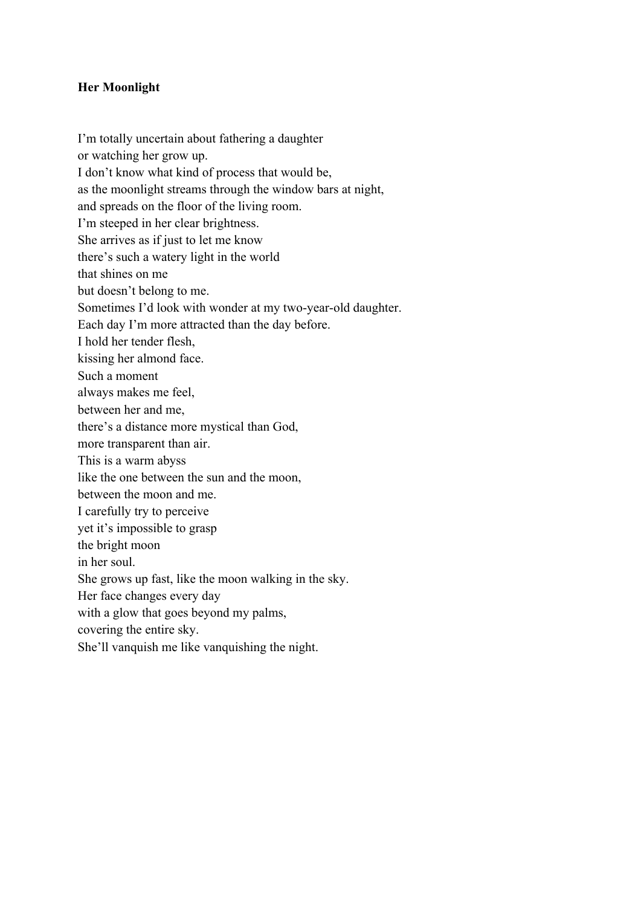**Her Moonlight**

I'm totally uncertain about fathering a daughter  
or watching her grow up.  
I don't know what kind of process that would be,  
as the moonlight streams through the window bars at night,  
and spreads on the floor of the living room.  
I'm steeped in her clear brightness.  
She arrives as if just to let me know  
there's such a watery light in the world  
that shines on me  
but doesn't belong to me.  
Sometimes I'd look with wonder at my two-year-old daughter.  
Each day I'm more attracted than the day before.  
I hold her tender flesh,  
kissing her almond face.  
Such a moment  
always makes me feel,  
between her and me,  
there's a distance more mystical than God,  
more transparent than air.  
This is a warm abyss  
like the one between the sun and the moon,  
between the moon and me.  
I carefully try to perceive  
yet it's impossible to grasp  
the bright moon  
in her soul.  
She grows up fast, like the moon walking in the sky.  
Her face changes every day  
with a glow that goes beyond my palms,  
covering the entire sky.  
She'll vanquish me like vanquishing the night.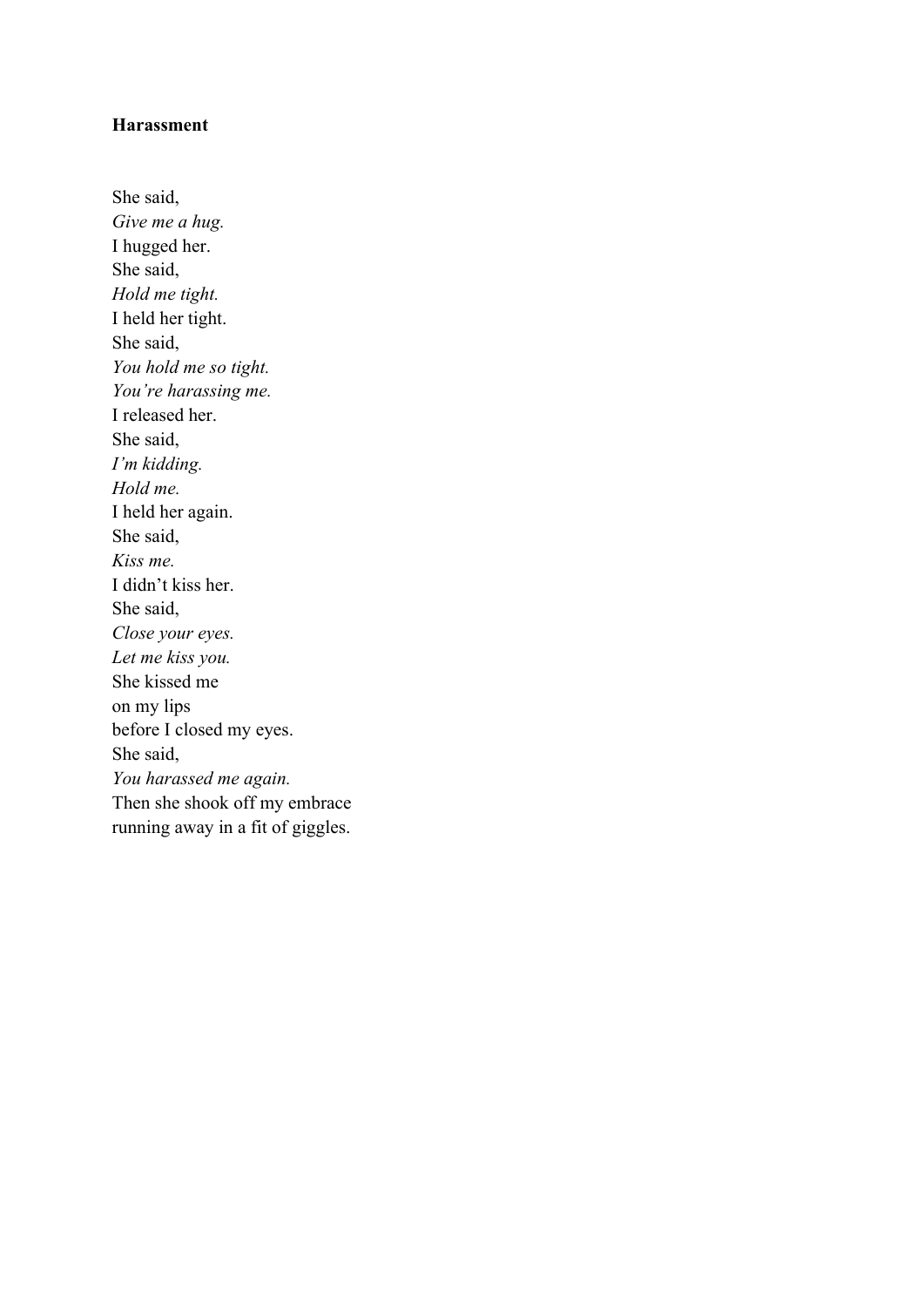**Harassment**

She said,  
*Give me a hug.*  
I hugged her.  
She said,  
*Hold me tight.*  
I held her tight.  
She said,  
*You hold me so tight.*  
*You're harassing me.*  
I released her.  
She said,  
*I'm kidding.*  
*Hold me.*  
I held her again.  
She said,  
*Kiss me.*  
I didn't kiss her.  
She said,  
*Close your eyes.*  
*Let me kiss you.*  
She kissed me  
on my lips  
before I closed my eyes.  
She said,  
*You harassed me again.*  
Then she shook off my embrace  
running away in a fit of giggles.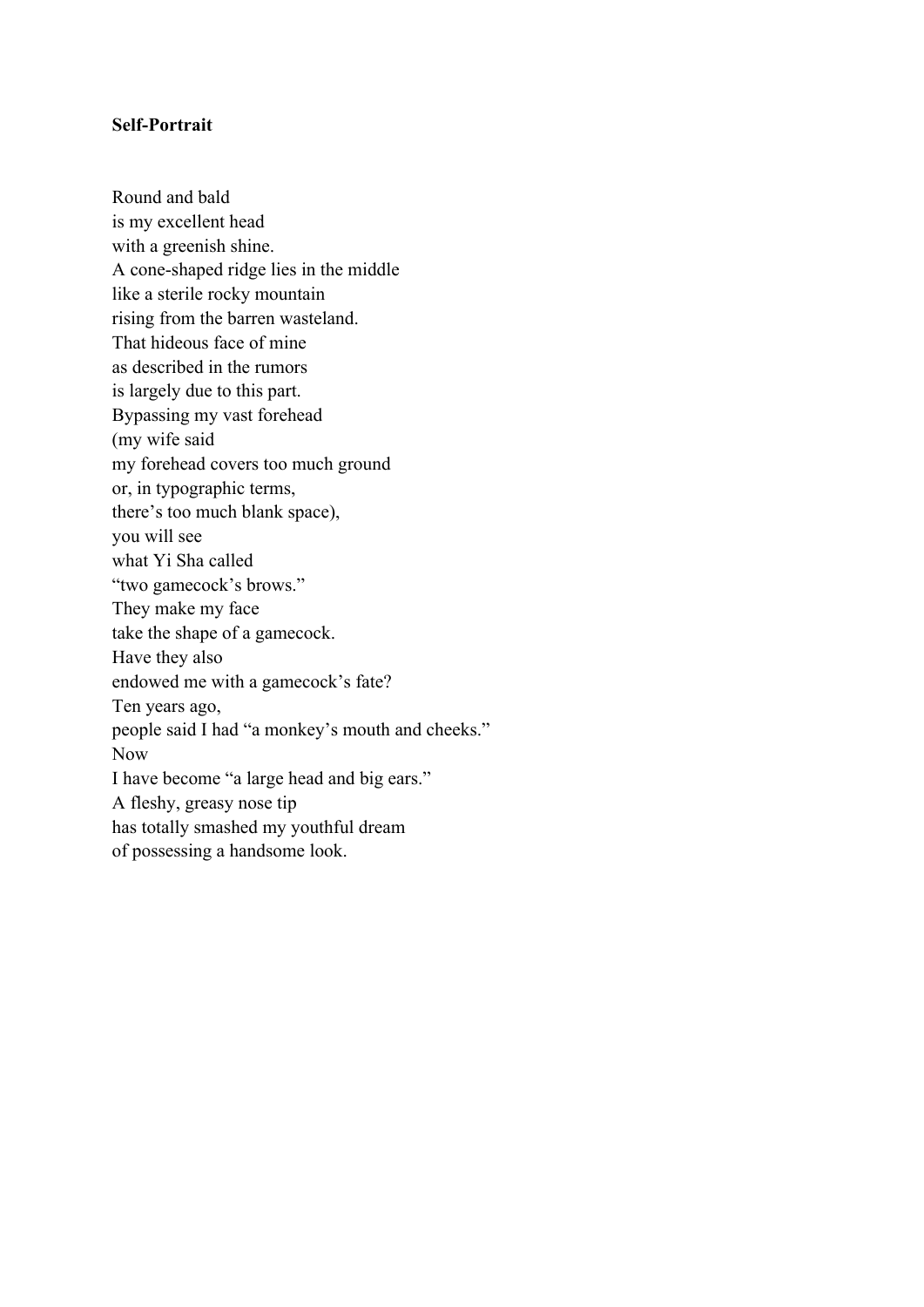**Self-Portrait**

Round and bald  
is my excellent head  
with a greenish shine.  
A cone-shaped ridge lies in the middle  
like a sterile rocky mountain  
rising from the barren wasteland.  
That hideous face of mine  
as described in the rumors  
is largely due to this part.  
Bypassing my vast forehead  
(my wife said  
my forehead covers too much ground  
or, in typographic terms,  
there's too much blank space),  
you will see  
what Yi Sha called  
"two gamecock's brows."  
They make my face  
take the shape of a gamecock.  
Have they also  
endowed me with a gamecock's fate?  
Ten years ago,  
people said I had "a monkey's mouth and cheeks."  
Now  
I have become "a large head and big ears."  
A fleshy, greasy nose tip  
has totally smashed my youthful dream  
of possessing a handsome look.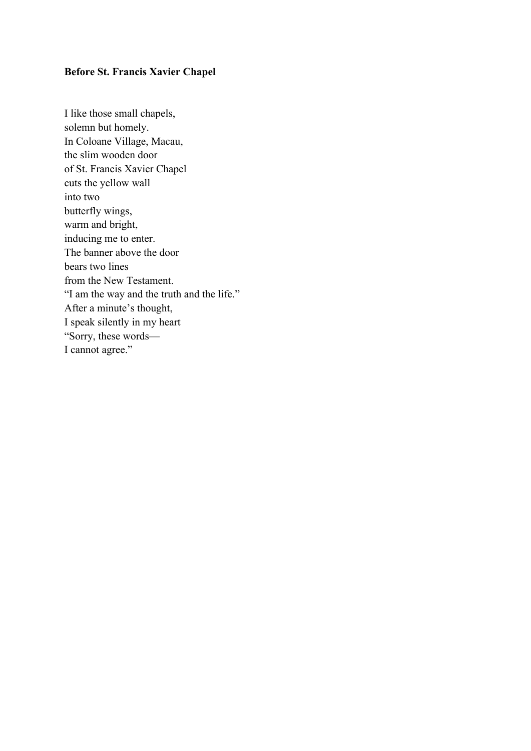**Before St. Francis Xavier Chapel**

I like those small chapels,  
solemn but homely.  
In Coloane Village, Macau,  
the slim wooden door  
of St. Francis Xavier Chapel  
cuts the yellow wall  
into two  
butterfly wings,  
warm and bright,  
inducing me to enter.  
The banner above the door  
bears two lines  
from the New Testament.  
"I am the way and the truth and the life."  
After a minute's thought,  
I speak silently in my heart  
"Sorry, these words—  
I cannot agree."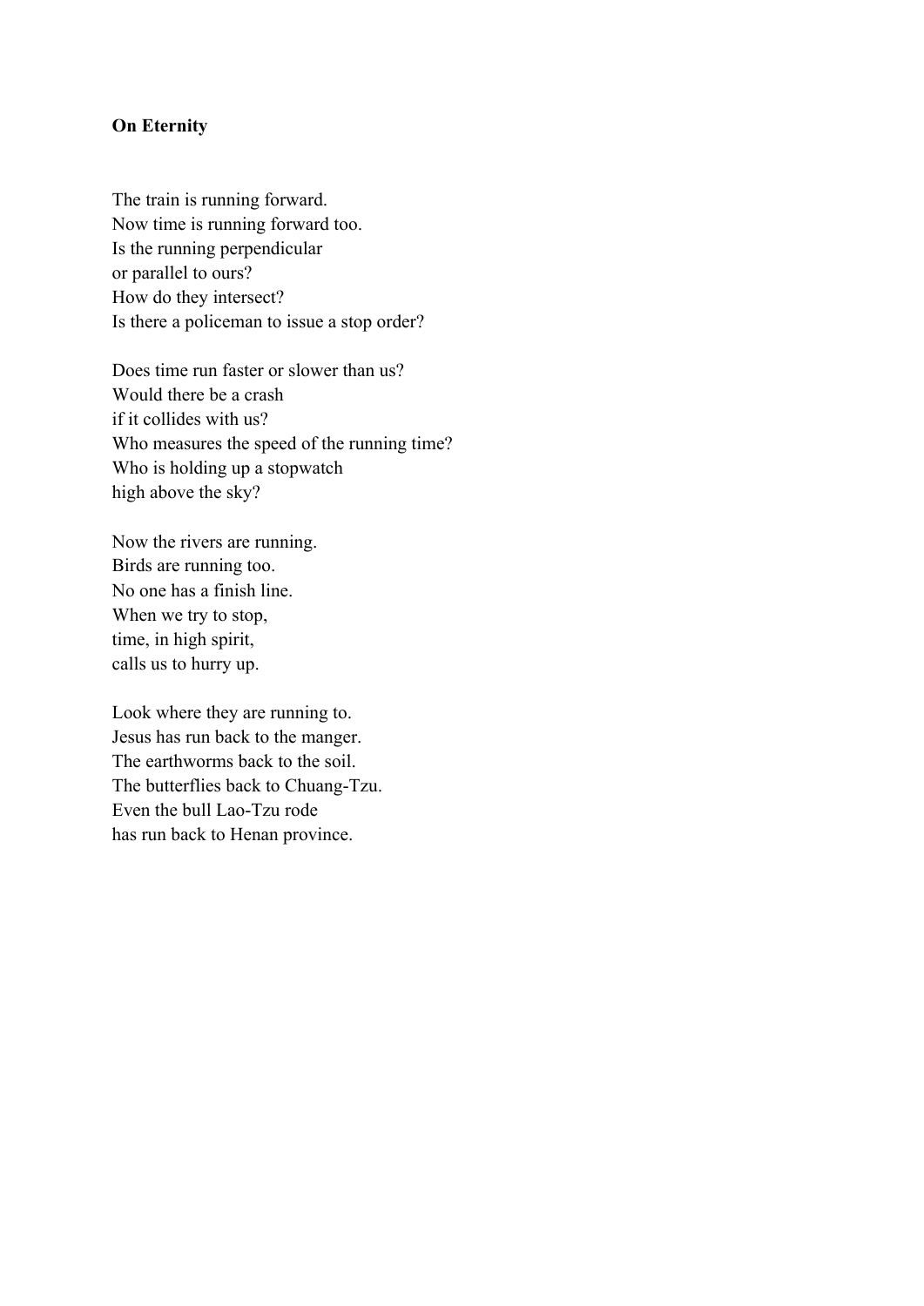**On Eternity**

The train is running forward.  
Now time is running forward too.  
Is the running perpendicular  
or parallel to ours?  
How do they intersect?  
Is there a policeman to issue a stop order?

Does time run faster or slower than us?  
Would there be a crash  
if it collides with us?  
Who measures the speed of the running time?  
Who is holding up a stopwatch  
high above the sky?

Now the rivers are running.  
Birds are running too.  
No one has a finish line.  
When we try to stop,  
time, in high spirit,  
calls us to hurry up.

Look where they are running to.  
Jesus has run back to the manger.  
The earthworms back to the soil.  
The butterflies back to Chuang-Tzu.  
Even the bull Lao-Tzu rode  
has run back to Henan province.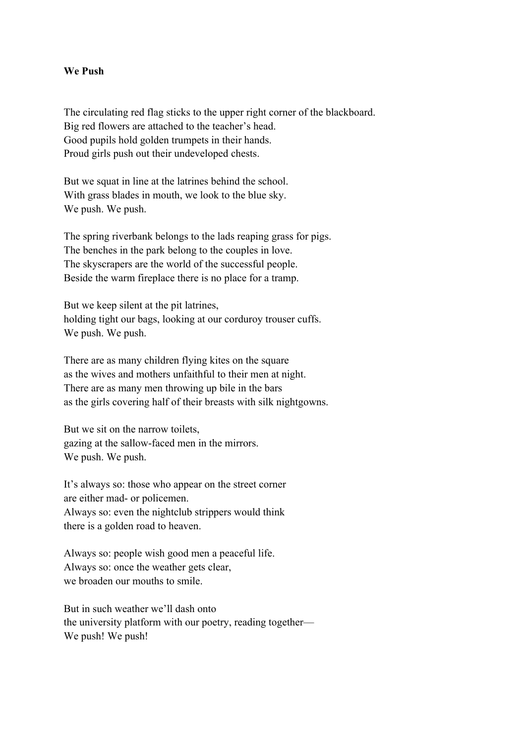**We Push**

The circulating red flag sticks to the upper right corner of the blackboard.
Big red flowers are attached to the teacher's head.
Good pupils hold golden trumpets in their hands.
Proud girls push out their undeveloped chests.

But we squat in line at the latrines behind the school.
With grass blades in mouth, we look to the blue sky.
We push. We push.

The spring riverbank belongs to the lads reaping grass for pigs.
The benches in the park belong to the couples in love.
The skyscrapers are the world of the successful people.
Beside the warm fireplace there is no place for a tramp.

But we keep silent at the pit latrines,
holding tight our bags, looking at our corduroy trouser cuffs.
We push. We push.

There are as many children flying kites on the square
as the wives and mothers unfaithful to their men at night.
There are as many men throwing up bile in the bars
as the girls covering half of their breasts with silk nightgowns.

But we sit on the narrow toilets,
gazing at the sallow-faced men in the mirrors.
We push. We push.

It's always so: those who appear on the street corner
are either mad- or policemen.
Always so: even the nightclub strippers would think
there is a golden road to heaven.

Always so: people wish good men a peaceful life.
Always so: once the weather gets clear,
we broaden our mouths to smile.

But in such weather we'll dash onto
the university platform with our poetry, reading together—
We push! We push!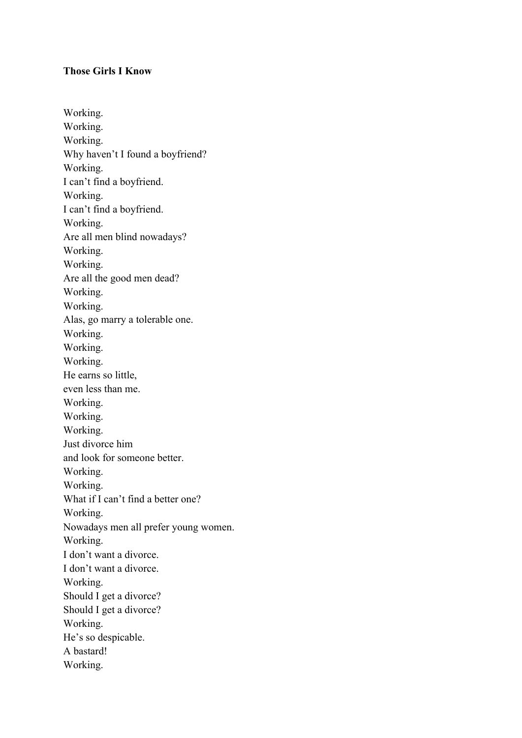**Those Girls I Know**

Working.  
Working.  
Working.  
Why haven't I found a boyfriend?  
Working.  
I can't find a boyfriend.  
Working.  
I can't find a boyfriend.  
Working.  
Are all men blind nowadays?  
Working.  
Working.  
Are all the good men dead?  
Working.  
Working.  
Alas, go marry a tolerable one.  
Working.  
Working.  
Working.  
He earns so little,  
even less than me.  
Working.  
Working.  
Working.  
Just divorce him  
and look for someone better.  
Working.  
Working.  
What if I can't find a better one?  
Working.  
Nowadays men all prefer young women.  
Working.  
I don't want a divorce.  
I don't want a divorce.  
Working.  
Should I get a divorce?  
Should I get a divorce?  
Working.  
He's so despicable.  
A bastard!  
Working.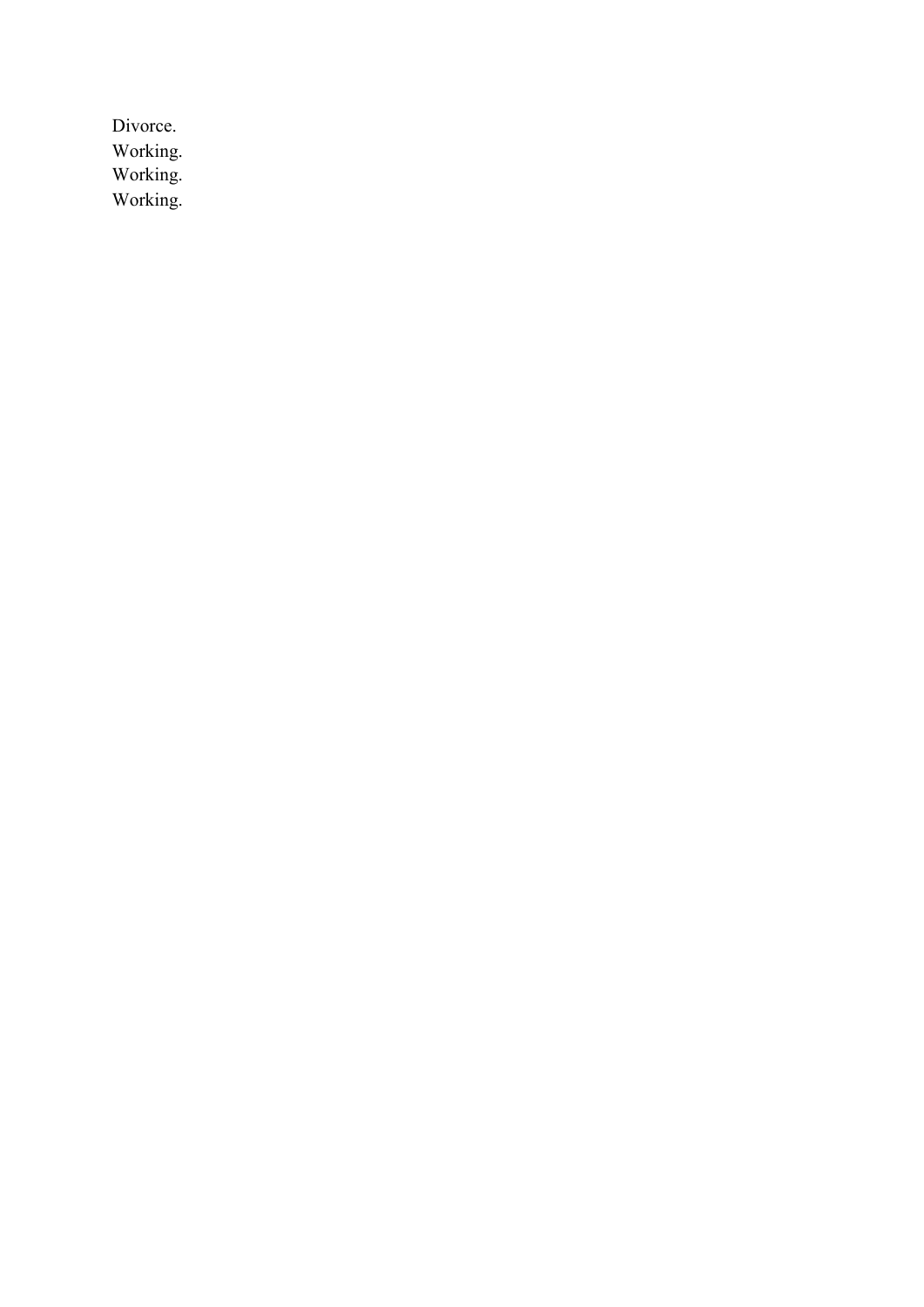Divorce.
Working.
Working.
Working.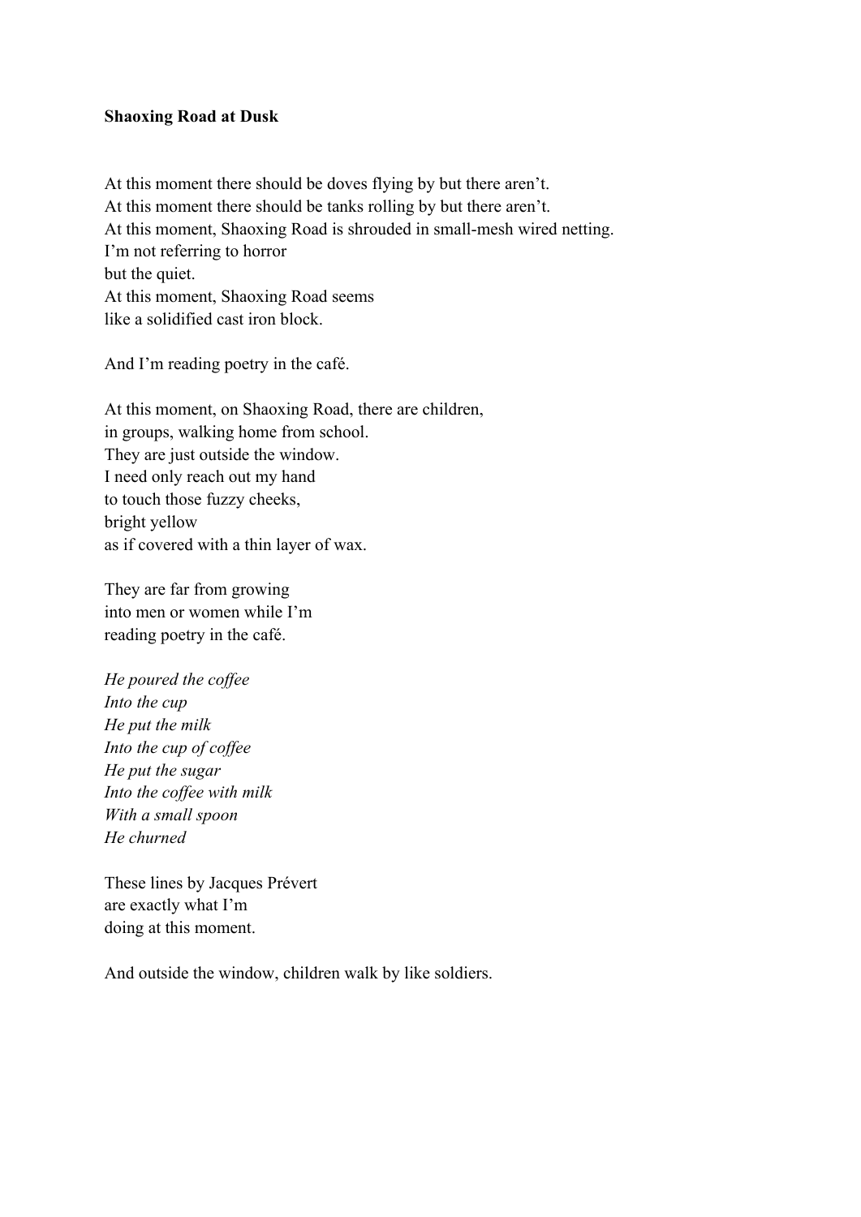**Shaoxing Road at Dusk**

At this moment there should be doves flying by but there aren't.
At this moment there should be tanks rolling by but there aren't.
At this moment, Shaoxing Road is shrouded in small-mesh wired netting.
I'm not referring to horror
but the quiet.
At this moment, Shaoxing Road seems
like a solidified cast iron block.

And I'm reading poetry in the café.

At this moment, on Shaoxing Road, there are children,
in groups, walking home from school.
They are just outside the window.
I need only reach out my hand
to touch those fuzzy cheeks,
bright yellow
as if covered with a thin layer of wax.

They are far from growing
into men or women while I'm
reading poetry in the café.

*He poured the coffee*
*Into the cup*
*He put the milk*
*Into the cup of coffee*
*He put the sugar*
*Into the coffee with milk*
*With a small spoon*
*He churned*

These lines by Jacques Prévert
are exactly what I'm
doing at this moment.

And outside the window, children walk by like soldiers.